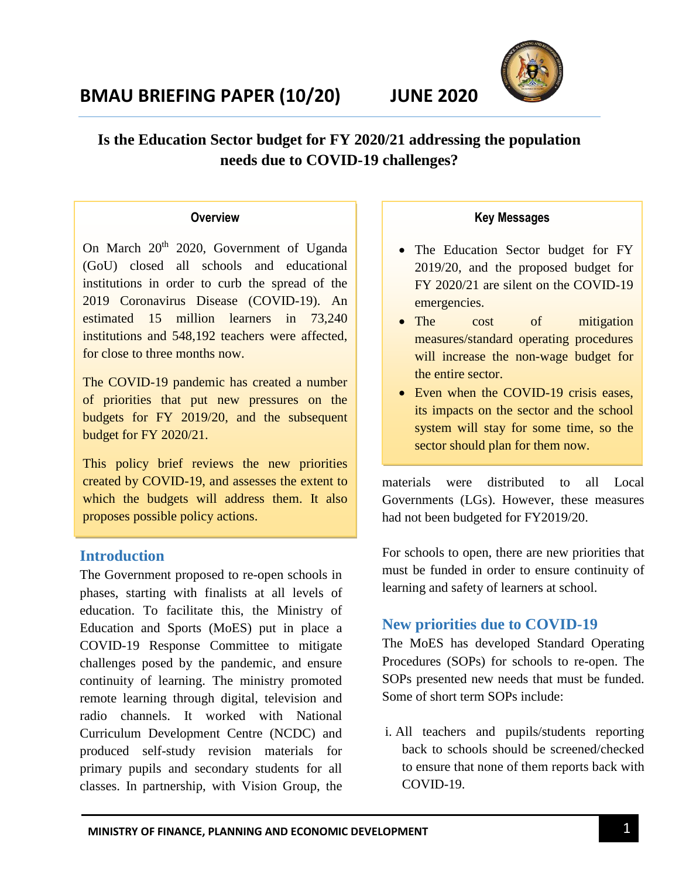# BMAU BRIEFING PAPER (10/20) JUNE 2020

## Is the Education Sector budget for FY 2020/21 addressing the population needs due to COVID-19 challenges?

**Overview**

On March 20th 2020, Government of Uganda (GoU) closed all schools and educational institutions in order to curb the spread of the 2019 Coronavirus Disease (COVID-19). An estimated 15 million learners in 73,240 institutions and 548,192 teachers were affected, for close to three months now.

The COVID-19 pandemic has created a number of priorities that put new pressures on the budgets for FY 2019/20, and the subsequent budget for FY 2020/21.

This policy brief reviews the new priorities created by COVID-19, and assesses the extent to which the budgets will address them. It also proposes possible policy actions.

**Key Messages**

- The Education Sector budget for FY 2019/20, and the proposed budget for FY 2020/21 are silent on the COVID-19 emergencies.
- The cost of mitigation measures/standard operating procedures will increase the non-wage budget for the entire sector.
- Even when the COVID-19 crisis eases, its impacts on the sector and the school system will stay for some time, so the sector should plan for them now.

## Introduction

The Government proposed to re-open schools in phases, starting with finalists at all levels of education. To facilitate this, the Ministry of Education and Sports (MoES) put in place a COVID-19 Response Committee to mitigate challenges posed by the pandemic, and ensure continuity of learning. The ministry promoted remote learning through digital, television and radio channels. It worked with National Curriculum Development Centre (NCDC) and produced self-study revision materials for primary pupils and secondary students for all classes. In partnership, with Vision Group, the materials were distributed to all Local Governments (LGs). However, these measures had not been budgeted for FY2019/20.

For schools to open, there are new priorities that must be funded in order to ensure continuity of learning and safety of learners at school.

## New priorities due to COVID-19

The MoES has developed Standard Operating Procedures (SOPs) for schools to re-open. The SOPs presented new needs that must be funded. Some of short term SOPs include:

i. All teachers and pupils/students reporting back to schools should be screened/checked to ensure that none of them reports back with COVID-19.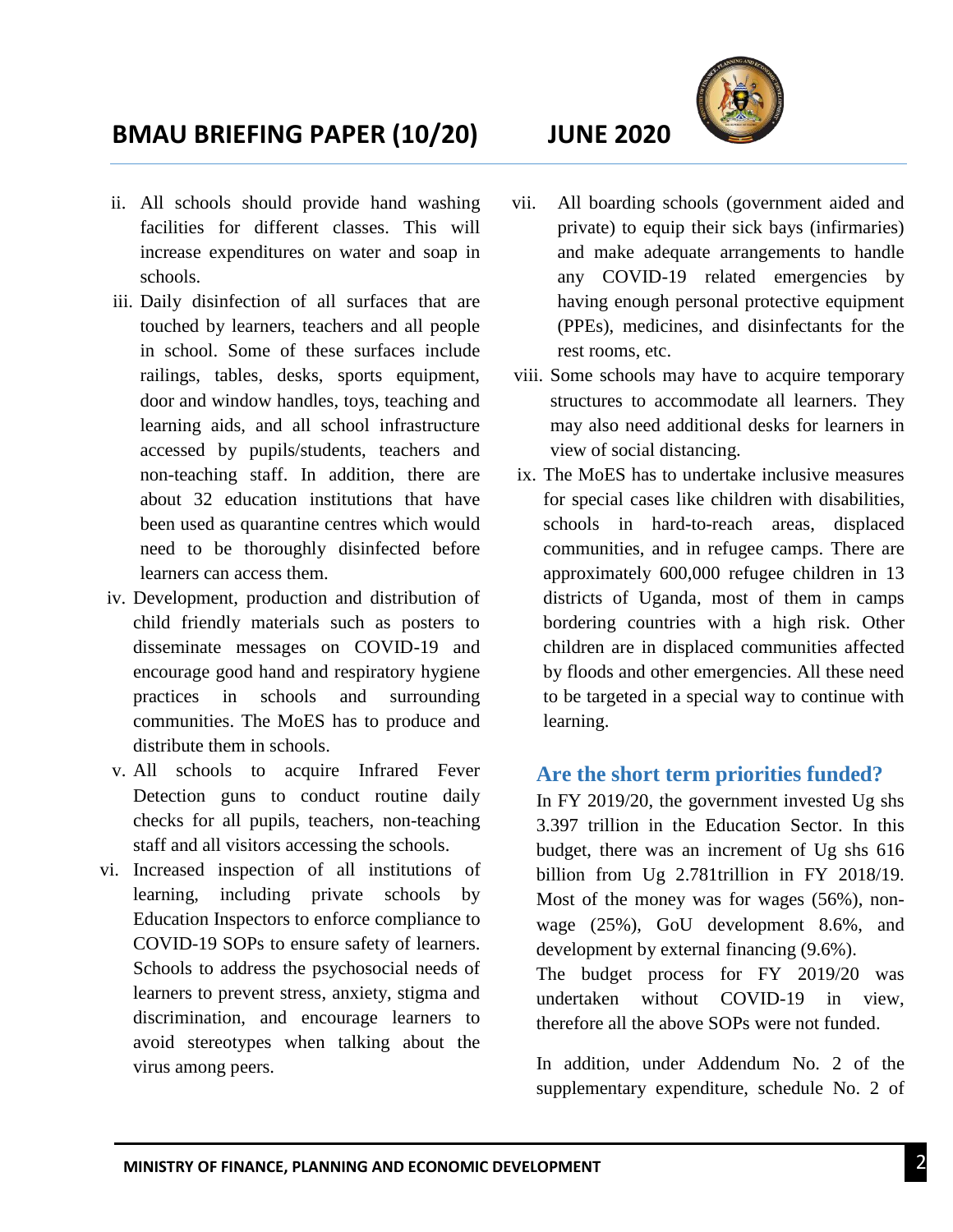ii. All schools should provide hand washing facilities for different classes. This will increase expenditures on water and soap in schools.

iii. Daily disinfection of all surfaces that are touched by learners, teachers and all people in school. Some of these surfaces include railings, tables, desks, sports equipment, door and window handles, toys, teaching and learning aids, and all school infrastructure accessed by pupils/students, teachers and non-teaching staff. In addition, there are about 32 education institutions that have been used as quarantine centres which would need to be thoroughly disinfected before learners can access them.

iv. Development, production and distribution of child friendly materials such as posters to disseminate messages on COVID-19 and encourage good hand and respiratory hygiene practices in schools and surrounding communities. The MoES has to produce and distribute them in schools.

v. All schools to acquire Infrared Fever Detection guns to conduct routine daily checks for all pupils, teachers, non-teaching staff and all visitors accessing the schools.

vi. Increased inspection of all institutions of learning, including private schools by Education Inspectors to enforce compliance to COVID-19 SOPs to ensure safety of learners. Schools to address the psychosocial needs of learners to prevent stress, anxiety, stigma and discrimination, and encourage learners to avoid stereotypes when talking about the virus among peers.

vii. All boarding schools (government aided and private) to equip their sick bays (infirmaries) and make adequate arrangements to handle any COVID-19 related emergencies by having enough personal protective equipment (PPEs), medicines, and disinfectants for the rest rooms, etc.

viii. Some schools may have to acquire temporary structures to accommodate all learners. They may also need additional desks for learners in view of social distancing.

ix. The MoES has to undertake inclusive measures for special cases like children with disabilities, schools in hard-to-reach areas, displaced communities, and in refugee camps. There are approximately 600,000 refugee children in 13 districts of Uganda, most of them in camps bordering countries with a high risk. Other children are in displaced communities affected by floods and other emergencies. All these need to be targeted in a special way to continue with learning.

## Are the short term priorities funded?

In FY 2019/20, the government invested Ug shs 3.397 trillion in the Education Sector. In this budget, there was an increment of Ug shs 616 billion from Ug 2.781trillion in FY 2018/19. Most of the money was for wages (56%), non-wage (25%), GoU development 8.6%, and development by external financing (9.6%).

The budget process for FY 2019/20 was undertaken without COVID-19 in view, therefore all the above SOPs were not funded.

In addition, under Addendum No. 2 of the supplementary expenditure, schedule No. 2 of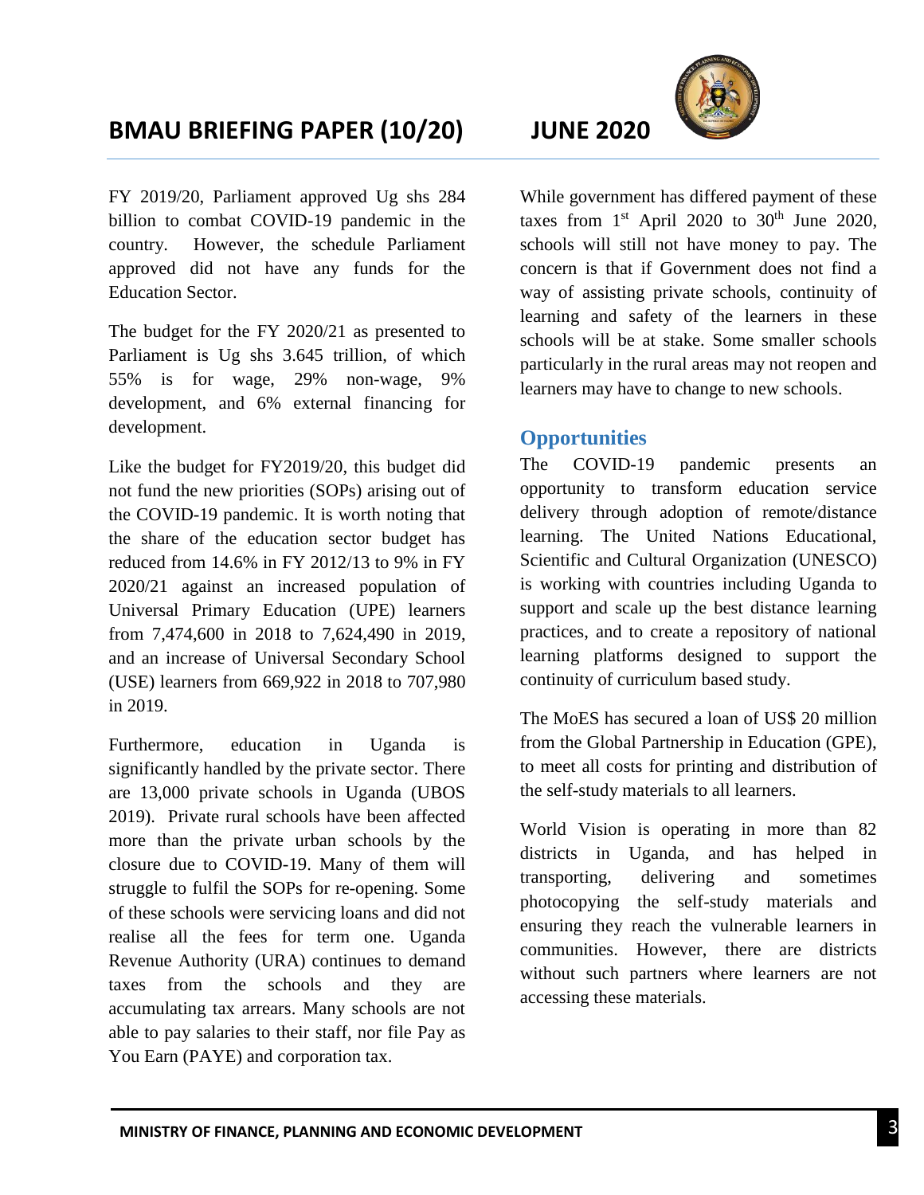FY 2019/20, Parliament approved Ug shs 284 billion to combat COVID-19 pandemic in the country. However, the schedule Parliament approved did not have any funds for the Education Sector.

The budget for the FY 2020/21 as presented to Parliament is Ug shs 3.645 trillion, of which 55% is for wage, 29% non-wage, 9% development, and 6% external financing for development.

Like the budget for FY2019/20, this budget did not fund the new priorities (SOPs) arising out of the COVID-19 pandemic. It is worth noting that the share of the education sector budget has reduced from 14.6% in FY 2012/13 to 9% in FY 2020/21 against an increased population of Universal Primary Education (UPE) learners from 7,474,600 in 2018 to 7,624,490 in 2019, and an increase of Universal Secondary School (USE) learners from 669,922 in 2018 to 707,980 in 2019.

Furthermore, education in Uganda is significantly handled by the private sector. There are 13,000 private schools in Uganda (UBOS 2019). Private rural schools have been affected more than the private urban schools by the closure due to COVID-19. Many of them will struggle to fulfil the SOPs for re-opening. Some of these schools were servicing loans and did not realise all the fees for term one. Uganda Revenue Authority (URA) continues to demand taxes from the schools and they are accumulating tax arrears. Many schools are not able to pay salaries to their staff, nor file Pay as You Earn (PAYE) and corporation tax.

While government has differed payment of these taxes from 1st April 2020 to 30th June 2020, schools will still not have money to pay. The concern is that if Government does not find a way of assisting private schools, continuity of learning and safety of the learners in these schools will be at stake. Some smaller schools particularly in the rural areas may not reopen and learners may have to change to new schools.

## Opportunities

The COVID-19 pandemic presents an opportunity to transform education service delivery through adoption of remote/distance learning. The United Nations Educational, Scientific and Cultural Organization (UNESCO) is working with countries including Uganda to support and scale up the best distance learning practices, and to create a repository of national learning platforms designed to support the continuity of curriculum based study.

The MoES has secured a loan of US$ 20 million from the Global Partnership in Education (GPE), to meet all costs for printing and distribution of the self-study materials to all learners.

World Vision is operating in more than 82 districts in Uganda, and has helped in transporting, delivering and sometimes photocopying the self-study materials and ensuring they reach the vulnerable learners in communities. However, there are districts without such partners where learners are not accessing these materials.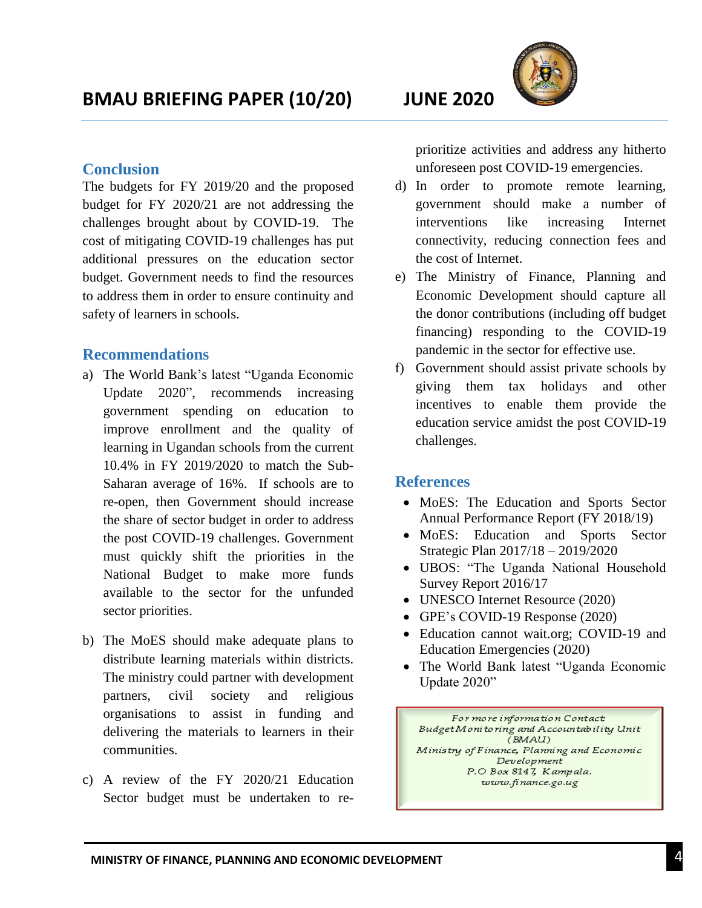## Conclusion

The budgets for FY 2019/20 and the proposed budget for FY 2020/21 are not addressing the challenges brought about by COVID-19. The cost of mitigating COVID-19 challenges has put additional pressures on the education sector budget. Government needs to find the resources to address them in order to ensure continuity and safety of learners in schools.

## Recommendations

a) The World Bank's latest "Uganda Economic Update 2020", recommends increasing government spending on education to improve enrollment and the quality of learning in Ugandan schools from the current 10.4% in FY 2019/2020 to match the Sub-Saharan average of 16%. If schools are to re-open, then Government should increase the share of sector budget in order to address the post COVID-19 challenges. Government must quickly shift the priorities in the National Budget to make more funds available to the sector for the unfunded sector priorities.

b) The MoES should make adequate plans to distribute learning materials within districts. The ministry could partner with development partners, civil society and religious organisations to assist in funding and delivering the materials to learners in their communities.

c) A review of the FY 2020/21 Education Sector budget must be undertaken to re-prioritize activities and address any hitherto unforeseen post COVID-19 emergencies.

d) In order to promote remote learning, government should make a number of interventions like increasing Internet connectivity, reducing connection fees and the cost of Internet.

e) The Ministry of Finance, Planning and Economic Development should capture all the donor contributions (including off budget financing) responding to the COVID-19 pandemic in the sector for effective use.

f) Government should assist private schools by giving them tax holidays and other incentives to enable them provide the education service amidst the post COVID-19 challenges.

## References

- MoES: The Education and Sports Sector Annual Performance Report (FY 2018/19)
- MoES: Education and Sports Sector Strategic Plan 2017/18 – 2019/2020
- UBOS: "The Uganda National Household Survey Report 2016/17
- UNESCO Internet Resource (2020)
- GPE's COVID-19 Response (2020)
- Education cannot wait.org; COVID-19 and Education Emergencies (2020)
- The World Bank latest "Uganda Economic Update 2020"

*For more information Contact*
*Budget Monitoring and Accountability Unit (BMAU)*
*Ministry of Finance, Planning and Economic Development*
*P.O Box 8147, Kampala.*
*www.finance.go.ug*